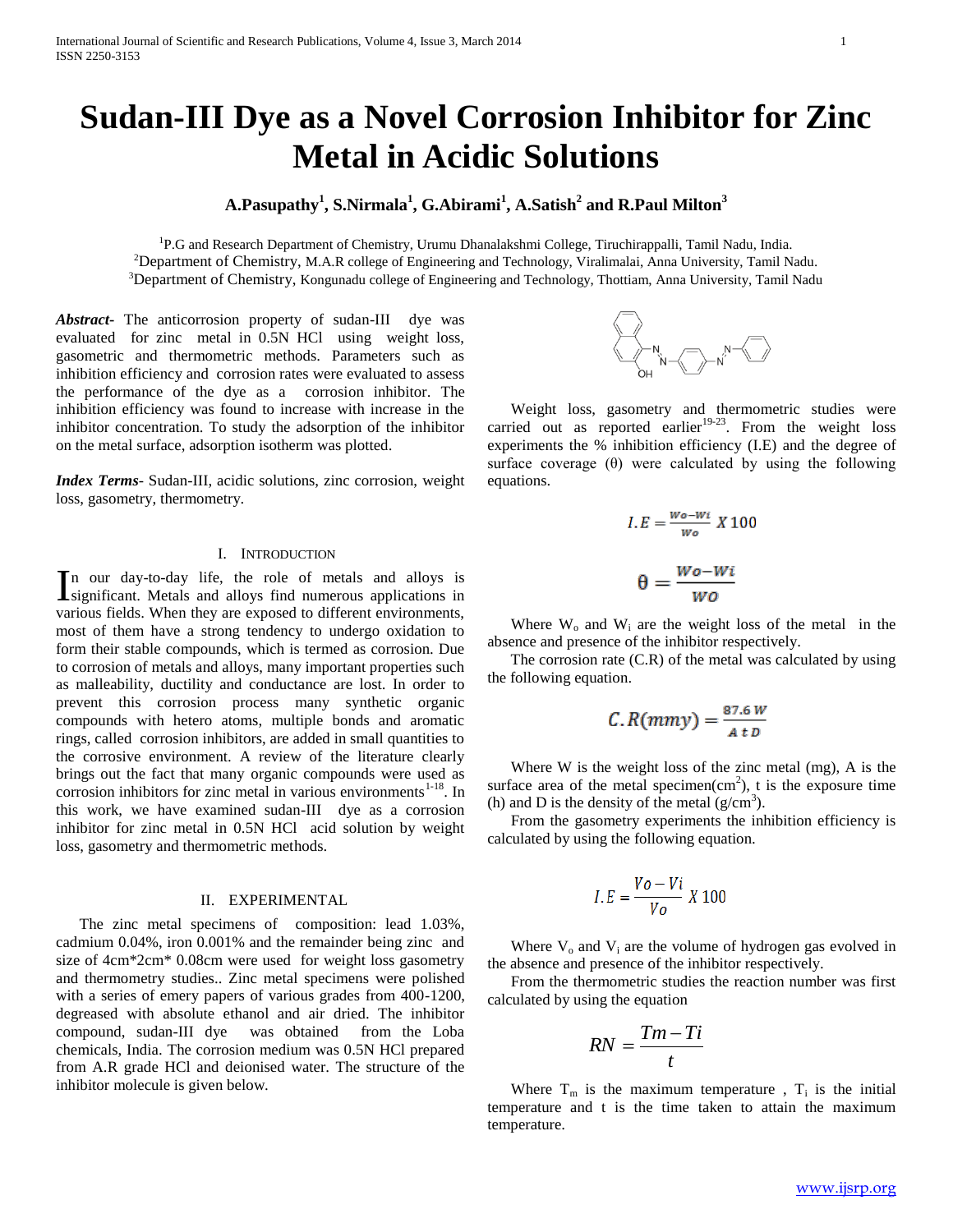# Sudan-III Dye as a Novel Corrosion Inhibitor for Zinc Metal in Acidic Solutions

**A.Pasupathy[1], S.Nirmala[1], G.Abirami[1], A.Satish[2] and R.Paul Milton[3]**

[1]P.G and Research Department of Chemistry, Urumu Dhanalakshmi College, Tiruchirappalli, Tamil Nadu, India.
[2]Department of Chemistry, M.A.R college of Engineering and Technology, Viralimalai, Anna University, Tamil Nadu.
[3]Department of Chemistry, Kongunadu college of Engineering and Technology, Thottiam, Anna University, Tamil Nadu

***Abstract***- The anticorrosion property of sudan-III dye was evaluated for zinc metal in 0.5N HCl using weight loss, gasometric and thermometric methods. Parameters such as inhibition efficiency and corrosion rates were evaluated to assess the performance of the dye as a corrosion inhibitor. The inhibition efficiency was found to increase with increase in the inhibitor concentration. To study the adsorption of the inhibitor on the metal surface, adsorption isotherm was plotted.

***Index Terms***- Sudan-III, acidic solutions, zinc corrosion, weight loss, gasometry, thermometry.

## I. Introduction

In our day-to-day life, the role of metals and alloys is significant. Metals and alloys find numerous applications in various fields. When they are exposed to different environments, most of them have a strong tendency to undergo oxidation to form their stable compounds, which is termed as corrosion. Due to corrosion of metals and alloys, many important properties such as malleability, ductility and conductance are lost. In order to prevent this corrosion process many synthetic organic compounds with hetero atoms, multiple bonds and aromatic rings, called corrosion inhibitors, are added in small quantities to the corrosive environment. A review of the literature clearly brings out the fact that many organic compounds were used as corrosion inhibitors for zinc metal in various environments[1-18]. In this work, we have examined sudan-III dye as a corrosion inhibitor for zinc metal in 0.5N HCl acid solution by weight loss, gasometry and thermometric methods.

## II. EXPERIMENTAL

The zinc metal specimens of composition: lead 1.03%, cadmium 0.04%, iron 0.001% and the remainder being zinc and size of 4cm*2cm* 0.08cm were used for weight loss gasometry and thermometry studies.. Zinc metal specimens were polished with a series of emery papers of various grades from 400-1200, degreased with absolute ethanol and air dried. The inhibitor compound, sudan-III dye was obtained from the Loba chemicals, India. The corrosion medium was 0.5N HCl prepared from A.R grade HCl and deionised water. The structure of the inhibitor molecule is given below.

Weight loss, gasometry and thermometric studies were carried out as reported earlier[19-23]. From the weight loss experiments the % inhibition efficiency (I.E) and the degree of surface coverage (θ) were calculated by using the following equations.

$$I.E = \frac{Wo - Wi}{Wo} \times 100$$

$$\theta = \frac{Wo - Wi}{WO}$$

Where $W_o$ and $W_i$ are the weight loss of the metal in the absence and presence of the inhibitor respectively.

The corrosion rate (C.R) of the metal was calculated by using the following equation.

$$C.R(mmy) = \frac{87.6\,W}{A\,t\,D}$$

Where W is the weight loss of the zinc metal (mg), A is the surface area of the metal specimen($cm^2$), t is the exposure time (h) and D is the density of the metal ($g/cm^3$).

From the gasometry experiments the inhibition efficiency is calculated by using the following equation.

$$I.E = \frac{Vo - Vi}{Vo} \times 100$$

Where $V_o$ and $V_i$ are the volume of hydrogen gas evolved in the absence and presence of the inhibitor respectively.

From the thermometric studies the reaction number was first calculated by using the equation

$$RN = \frac{Tm - Ti}{t}$$

Where $T_m$ is the maximum temperature , $T_i$ is the initial temperature and t is the time taken to attain the maximum temperature.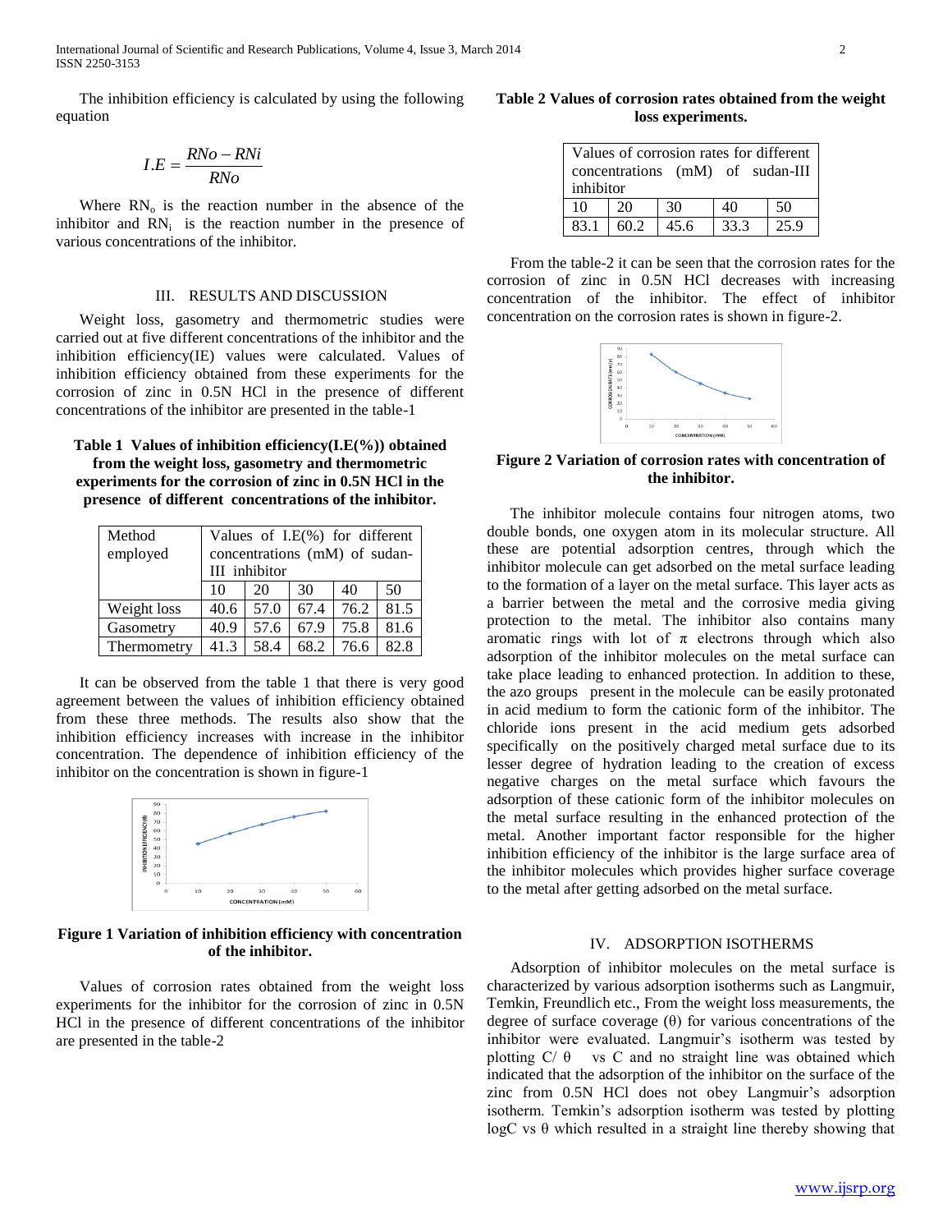The inhibition efficiency is calculated by using the following equation

$$I.E = \frac{RNo - RNi}{RNo}$$

Where $RN_o$ is the reaction number in the absence of the inhibitor and $RN_i$ is the reaction number in the presence of various concentrations of the inhibitor.

## III. RESULTS AND DISCUSSION

Weight loss, gasometry and thermometric studies were carried out at five different concentrations of the inhibitor and the inhibition efficiency(IE) values were calculated. Values of inhibition efficiency obtained from these experiments for the corrosion of zinc in 0.5N HCl in the presence of different concentrations of the inhibitor are presented in the table-1

**Table 1 Values of inhibition efficiency(I.E(%)) obtained from the weight loss, gasometry and thermometric experiments for the corrosion of zinc in 0.5N HCl in the presence of different concentrations of the inhibitor.**

| Method employed | Values of I.E(%) for different concentrations (mM) of sudan-III inhibitor | | | | |
|---|---|---|---|---|---|
| | 10 | 20 | 30 | 40 | 50 |
| Weight loss | 40.6 | 57.0 | 67.4 | 76.2 | 81.5 |
| Gasometry | 40.9 | 57.6 | 67.9 | 75.8 | 81.6 |
| Thermometry | 41.3 | 58.4 | 68.2 | 76.6 | 82.8 |

It can be observed from the table 1 that there is very good agreement between the values of inhibition efficiency obtained from these three methods. The results also show that the inhibition efficiency increases with increase in the inhibitor concentration. The dependence of inhibition efficiency of the inhibitor on the concentration is shown in figure-1

**Figure 1 Variation of inhibition efficiency with concentration of the inhibitor.**

Values of corrosion rates obtained from the weight loss experiments for the inhibitor for the corrosion of zinc in 0.5N HCl in the presence of different concentrations of the inhibitor are presented in the table-2

**Table 2 Values of corrosion rates obtained from the weight loss experiments.**

| Values of corrosion rates for different concentrations (mM) of sudan-III inhibitor | | | | |
|---|---|---|---|---|
| 10 | 20 | 30 | 40 | 50 |
| 83.1 | 60.2 | 45.6 | 33.3 | 25.9 |

From the table-2 it can be seen that the corrosion rates for the corrosion of zinc in 0.5N HCl decreases with increasing concentration of the inhibitor. The effect of inhibitor concentration on the corrosion rates is shown in figure-2.

**Figure 2 Variation of corrosion rates with concentration of the inhibitor.**

The inhibitor molecule contains four nitrogen atoms, two double bonds, one oxygen atom in its molecular structure. All these are potential adsorption centres, through which the inhibitor molecule can get adsorbed on the metal surface leading to the formation of a layer on the metal surface. This layer acts as a barrier between the metal and the corrosive media giving protection to the metal. The inhibitor also contains many aromatic rings with lot of $\pi$ electrons through which also adsorption of the inhibitor molecules on the metal surface can take place leading to enhanced protection. In addition to these, the azo groups present in the molecule can be easily protonated in acid medium to form the cationic form of the inhibitor. The chloride ions present in the acid medium gets adsorbed specifically on the positively charged metal surface due to its lesser degree of hydration leading to the creation of excess negative charges on the metal surface which favours the adsorption of these cationic form of the inhibitor molecules on the metal surface resulting in the enhanced protection of the metal. Another important factor responsible for the higher inhibition efficiency of the inhibitor is the large surface area of the inhibitor molecules which provides higher surface coverage to the metal after getting adsorbed on the metal surface.

## IV. ADSORPTION ISOTHERMS

Adsorption of inhibitor molecules on the metal surface is characterized by various adsorption isotherms such as Langmuir, Temkin, Freundlich etc., From the weight loss measurements, the degree of surface coverage ($\theta$) for various concentrations of the inhibitor were evaluated. Langmuir's isotherm was tested by plotting $C/\theta$ vs C and no straight line was obtained which indicated that the adsorption of the inhibitor on the surface of the zinc from 0.5N HCl does not obey Langmuir's adsorption isotherm. Temkin's adsorption isotherm was tested by plotting logC vs $\theta$ which resulted in a straight line thereby showing that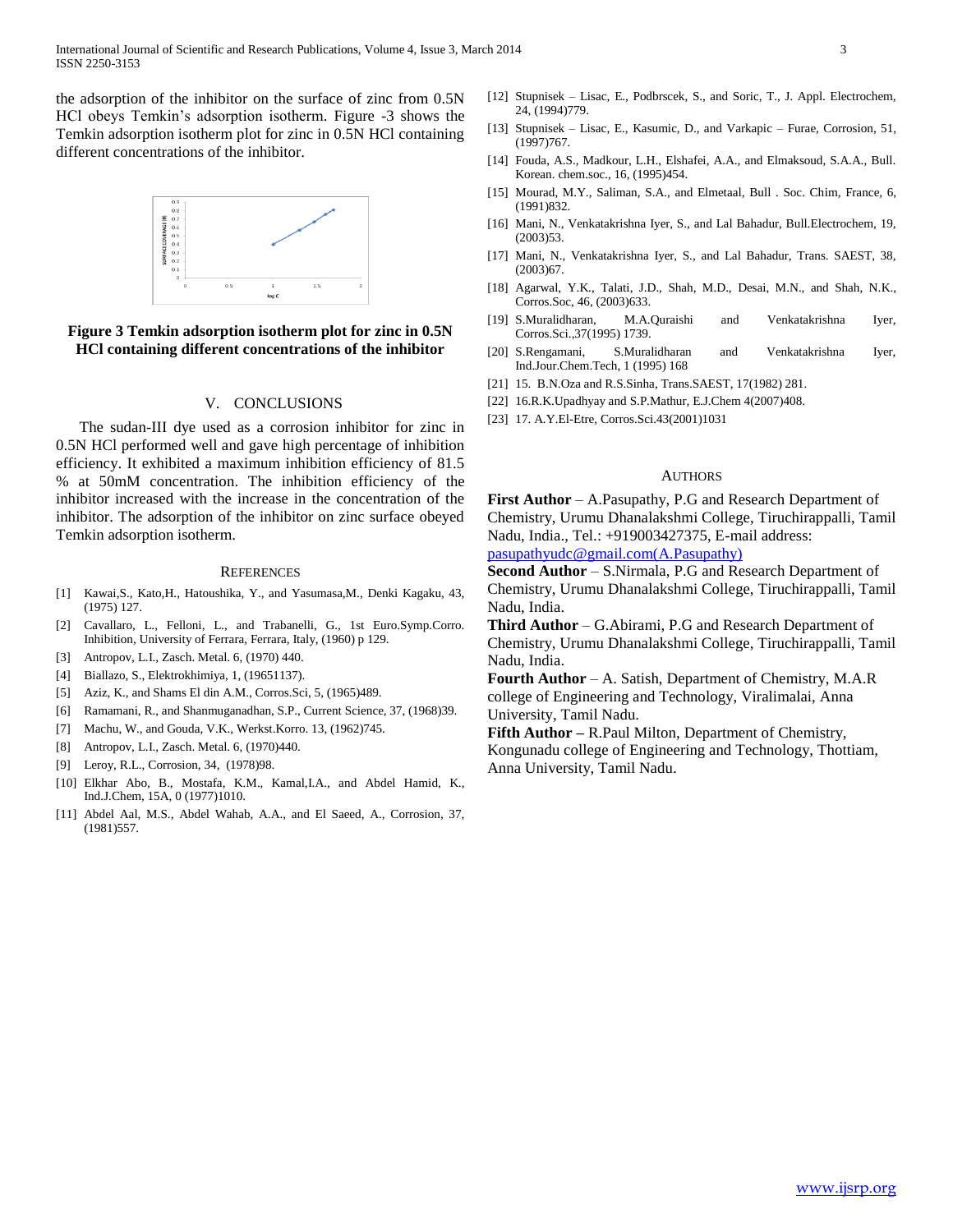the adsorption of the inhibitor on the surface of zinc from 0.5N HCl obeys Temkin's adsorption isotherm. Figure -3 shows the Temkin adsorption isotherm plot for zinc in 0.5N HCl containing different concentrations of the inhibitor.

SURFACE COVERAGE (θ)

0
0.1
0.2
0.3
0.4
0.5
0.6
0.7
0.8
0.9

0
0.5
1
1.5
2

log C

**Figure 3 Temkin adsorption isotherm plot for zinc in 0.5N HCl containing different concentrations of the inhibitor**

## V. CONCLUSIONS

The sudan-III dye used as a corrosion inhibitor for zinc in 0.5N HCl performed well and gave high percentage of inhibition efficiency. It exhibited a maximum inhibition efficiency of 81.5 % at 50mM concentration. The inhibition efficiency of the inhibitor increased with the increase in the concentration of the inhibitor. The adsorption of the inhibitor on zinc surface obeyed Temkin adsorption isotherm.

## REFERENCES

[1] Kawai,S., Kato,H., Hatoushika, Y., and Yasumasa,M., Denki Kagaku, 43, (1975) 127.

[2] Cavallaro, L., Felloni, L., and Trabanelli, G., 1st Euro.Symp.Corro. Inhibition, University of Ferrara, Ferrara, Italy, (1960) p 129.

[3] Antropov, L.I., Zasch. Metal. 6, (1970) 440.

[4] Biallazo, S., Elektrokhimiya, 1, (19651137).

[5] Aziz, K., and Shams El din A.M., Corros.Sci, 5, (1965)489.

[6] Ramamani, R., and Shanmuganadhan, S.P., Current Science, 37, (1968)39.

[7] Machu, W., and Gouda, V.K., Werkst.Korro. 13, (1962)745.

[8] Antropov, L.I., Zasch. Metal. 6, (1970)440.

[9] Leroy, R.L., Corrosion, 34, (1978)98.

[10] Elkhar Abo, B., Mostafa, K.M., Kamal,I.A., and Abdel Hamid, K., Ind.J.Chem, 15A, 0 (1977)1010.

[11] Abdel Aal, M.S., Abdel Wahab, A.A., and El Saeed, A., Corrosion, 37, (1981)557.

[12] Stupnisek – Lisac, E., Podbrscek, S., and Soric, T., J. Appl. Electrochem, 24, (1994)779.

[13] Stupnisek – Lisac, E., Kasumic, D., and Varkapic – Furae, Corrosion, 51, (1997)767.

[14] Fouda, A.S., Madkour, L.H., Elshafei, A.A., and Elmaksoud, S.A.A., Bull. Korean. chem.soc., 16, (1995)454.

[15] Mourad, M.Y., Saliman, S.A., and Elmetaal, Bull . Soc. Chim, France, 6, (1991)832.

[16] Mani, N., Venkatakrishna Iyer, S., and Lal Bahadur, Bull.Electrochem, 19, (2003)53.

[17] Mani, N., Venkatakrishna Iyer, S., and Lal Bahadur, Trans. SAEST, 38, (2003)67.

[18] Agarwal, Y.K., Talati, J.D., Shah, M.D., Desai, M.N., and Shah, N.K., Corros.Soc, 46, (2003)633.

[19] S.Muralidharan, M.A.Quraishi and Venkatakrishna Iyer, Corros.Sci.,37(1995) 1739.

[20] S.Rengamani, S.Muralidharan and Venkatakrishna Iyer, Ind.Jour.Chem.Tech, 1 (1995) 168

[21] 15. B.N.Oza and R.S.Sinha, Trans.SAEST, 17(1982) 281.

[22] 16.R.K.Upadhyay and S.P.Mathur, E.J.Chem 4(2007)408.

[23] 17. A.Y.El-Etre, Corros.Sci.43(2001)1031

## AUTHORS

**First Author** – A.Pasupathy, P.G and Research Department of Chemistry, Urumu Dhanalakshmi College, Tiruchirappalli, Tamil Nadu, India., Tel.: +919003427375, E-mail address: pasupathyudc@gmail.com(A.Pasupathy)

**Second Author** – S.Nirmala, P.G and Research Department of Chemistry, Urumu Dhanalakshmi College, Tiruchirappalli, Tamil Nadu, India.

**Third Author** – G.Abirami, P.G and Research Department of Chemistry, Urumu Dhanalakshmi College, Tiruchirappalli, Tamil Nadu, India.

**Fourth Author** – A. Satish, Department of Chemistry, M.A.R college of Engineering and Technology, Viralimalai, Anna University, Tamil Nadu.

**Fifth Author** – R.Paul Milton, Department of Chemistry, Kongunadu college of Engineering and Technology, Thottiam, Anna University, Tamil Nadu.